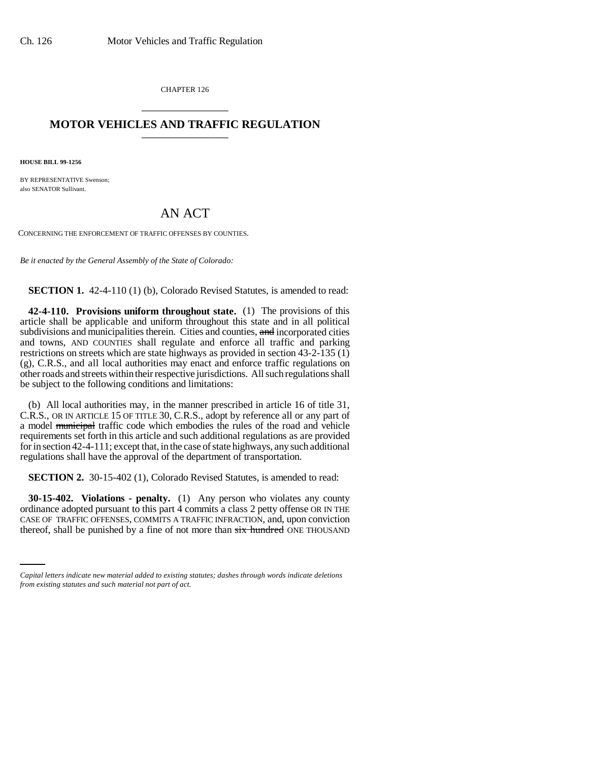CHAPTER 126

# MOTOR VEHICLES AND TRAFFIC REGULATION

**HOUSE BILL 99-1256**

BY REPRESENTATIVE Swenson;
also SENATOR Sullivant.

## AN ACT

CONCERNING THE ENFORCEMENT OF TRAFFIC OFFENSES BY COUNTIES.

*Be it enacted by the General Assembly of the State of Colorado:*

**SECTION 1.** 42-4-110 (1) (b), Colorado Revised Statutes, is amended to read:

**42-4-110. Provisions uniform throughout state.** (1) The provisions of this article shall be applicable and uniform throughout this state and in all political subdivisions and municipalities therein. Cities and counties, ~~and~~ incorporated cities and towns, AND COUNTIES shall regulate and enforce all traffic and parking restrictions on streets which are state highways as provided in section 43-2-135 (1) (g), C.R.S., and all local authorities may enact and enforce traffic regulations on other roads and streets within their respective jurisdictions. All such regulations shall be subject to the following conditions and limitations:

(b) All local authorities may, in the manner prescribed in article 16 of title 31, C.R.S., OR IN ARTICLE 15 OF TITLE 30, C.R.S., adopt by reference all or any part of a model ~~municipal~~ traffic code which embodies the rules of the road and vehicle requirements set forth in this article and such additional regulations as are provided for in section 42-4-111; except that, in the case of state highways, any such additional regulations shall have the approval of the department of transportation.

**SECTION 2.** 30-15-402 (1), Colorado Revised Statutes, is amended to read:

**30-15-402. Violations - penalty.** (1) Any person who violates any county ordinance adopted pursuant to this part 4 commits a class 2 petty offense OR IN THE CASE OF TRAFFIC OFFENSES, COMMITS A TRAFFIC INFRACTION, and, upon conviction thereof, shall be punished by a fine of not more than ~~six hundred~~ ONE THOUSAND

*Capital letters indicate new material added to existing statutes; dashes through words indicate deletions from existing statutes and such material not part of act.*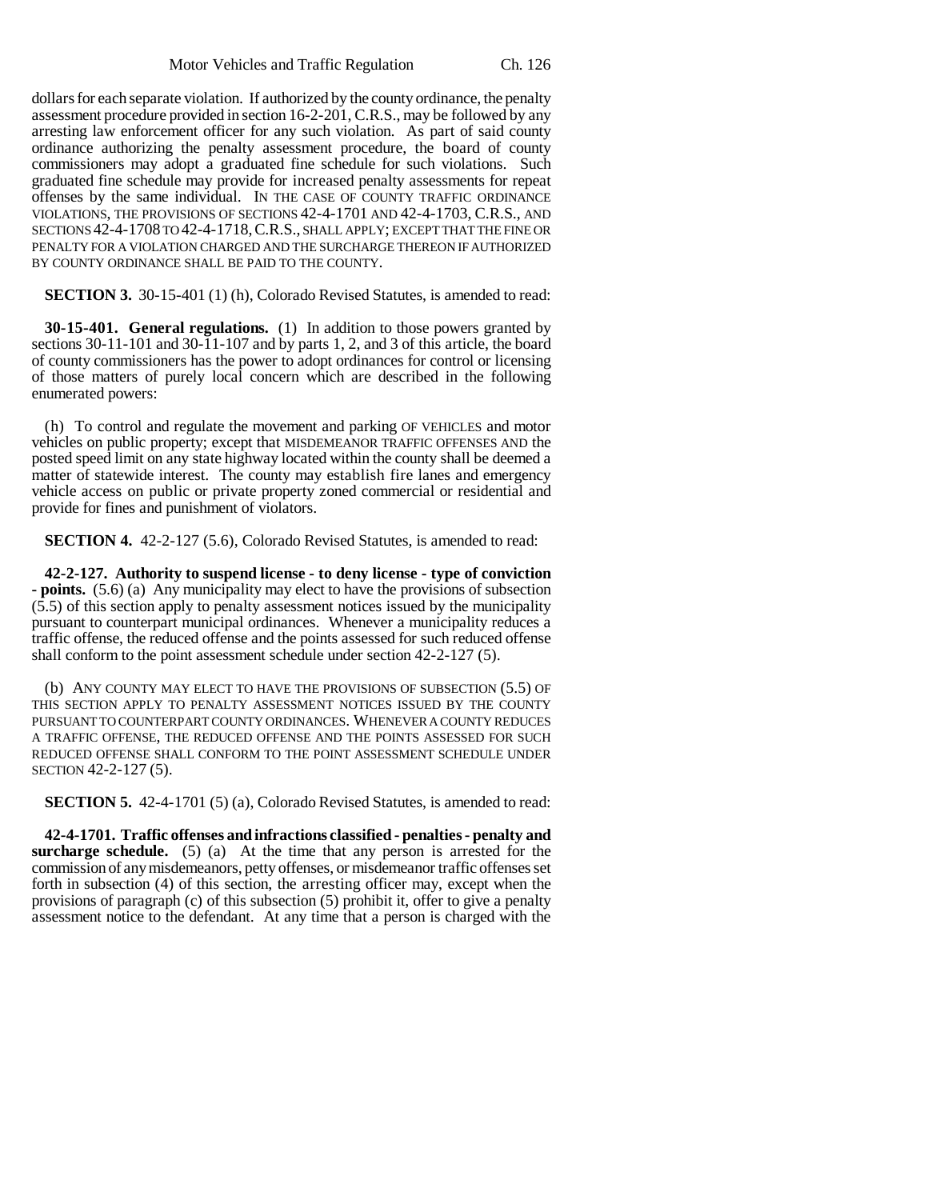dollars for each separate violation. If authorized by the county ordinance, the penalty assessment procedure provided in section 16-2-201, C.R.S., may be followed by any arresting law enforcement officer for any such violation. As part of said county ordinance authorizing the penalty assessment procedure, the board of county commissioners may adopt a graduated fine schedule for such violations. Such graduated fine schedule may provide for increased penalty assessments for repeat offenses by the same individual. IN THE CASE OF COUNTY TRAFFIC ORDINANCE VIOLATIONS, THE PROVISIONS OF SECTIONS 42-4-1701 AND 42-4-1703, C.R.S., AND SECTIONS 42-4-1708 TO 42-4-1718, C.R.S., SHALL APPLY; EXCEPT THAT THE FINE OR PENALTY FOR A VIOLATION CHARGED AND THE SURCHARGE THEREON IF AUTHORIZED BY COUNTY ORDINANCE SHALL BE PAID TO THE COUNTY.

**SECTION 3.** 30-15-401 (1) (h), Colorado Revised Statutes, is amended to read:

**30-15-401. General regulations.** (1) In addition to those powers granted by sections 30-11-101 and 30-11-107 and by parts 1, 2, and 3 of this article, the board of county commissioners has the power to adopt ordinances for control or licensing of those matters of purely local concern which are described in the following enumerated powers:

(h) To control and regulate the movement and parking OF VEHICLES and motor vehicles on public property; except that MISDEMEANOR TRAFFIC OFFENSES AND the posted speed limit on any state highway located within the county shall be deemed a matter of statewide interest. The county may establish fire lanes and emergency vehicle access on public or private property zoned commercial or residential and provide for fines and punishment of violators.

**SECTION 4.** 42-2-127 (5.6), Colorado Revised Statutes, is amended to read:

**42-2-127. Authority to suspend license - to deny license - type of conviction - points.** (5.6) (a) Any municipality may elect to have the provisions of subsection (5.5) of this section apply to penalty assessment notices issued by the municipality pursuant to counterpart municipal ordinances. Whenever a municipality reduces a traffic offense, the reduced offense and the points assessed for such reduced offense shall conform to the point assessment schedule under section 42-2-127 (5).

(b) ANY COUNTY MAY ELECT TO HAVE THE PROVISIONS OF SUBSECTION (5.5) OF THIS SECTION APPLY TO PENALTY ASSESSMENT NOTICES ISSUED BY THE COUNTY PURSUANT TO COUNTERPART COUNTY ORDINANCES. WHENEVER A COUNTY REDUCES A TRAFFIC OFFENSE, THE REDUCED OFFENSE AND THE POINTS ASSESSED FOR SUCH REDUCED OFFENSE SHALL CONFORM TO THE POINT ASSESSMENT SCHEDULE UNDER SECTION 42-2-127 (5).

**SECTION 5.** 42-4-1701 (5) (a), Colorado Revised Statutes, is amended to read:

**42-4-1701. Traffic offenses and infractions classified - penalties - penalty and surcharge schedule.** (5) (a) At the time that any person is arrested for the commission of any misdemeanors, petty offenses, or misdemeanor traffic offenses set forth in subsection (4) of this section, the arresting officer may, except when the provisions of paragraph (c) of this subsection (5) prohibit it, offer to give a penalty assessment notice to the defendant. At any time that a person is charged with the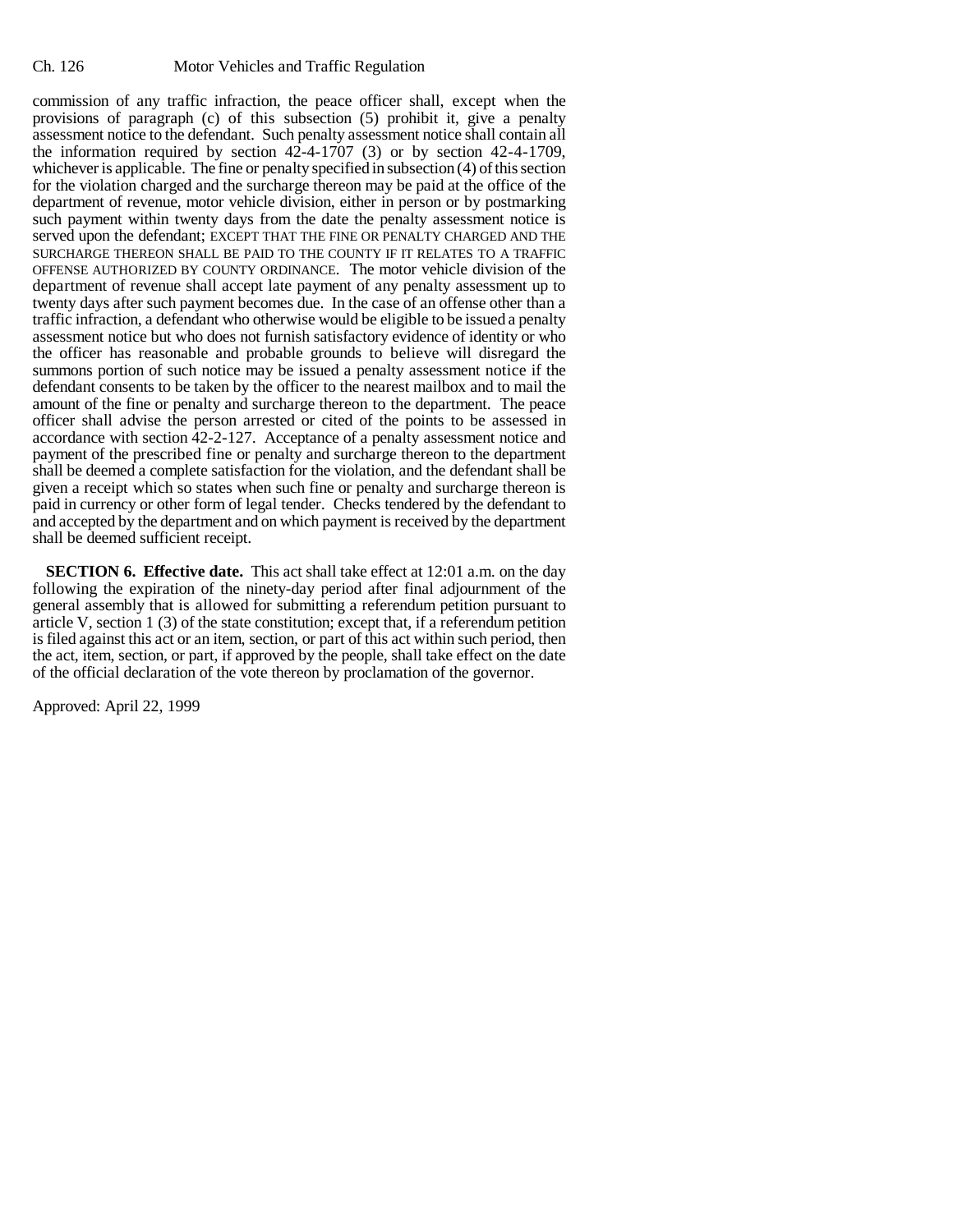commission of any traffic infraction, the peace officer shall, except when the provisions of paragraph (c) of this subsection (5) prohibit it, give a penalty assessment notice to the defendant. Such penalty assessment notice shall contain all the information required by section 42-4-1707 (3) or by section 42-4-1709, whichever is applicable. The fine or penalty specified in subsection (4) of this section for the violation charged and the surcharge thereon may be paid at the office of the department of revenue, motor vehicle division, either in person or by postmarking such payment within twenty days from the date the penalty assessment notice is served upon the defendant; EXCEPT THAT THE FINE OR PENALTY CHARGED AND THE SURCHARGE THEREON SHALL BE PAID TO THE COUNTY IF IT RELATES TO A TRAFFIC OFFENSE AUTHORIZED BY COUNTY ORDINANCE. The motor vehicle division of the department of revenue shall accept late payment of any penalty assessment up to twenty days after such payment becomes due. In the case of an offense other than a traffic infraction, a defendant who otherwise would be eligible to be issued a penalty assessment notice but who does not furnish satisfactory evidence of identity or who the officer has reasonable and probable grounds to believe will disregard the summons portion of such notice may be issued a penalty assessment notice if the defendant consents to be taken by the officer to the nearest mailbox and to mail the amount of the fine or penalty and surcharge thereon to the department. The peace officer shall advise the person arrested or cited of the points to be assessed in accordance with section 42-2-127. Acceptance of a penalty assessment notice and payment of the prescribed fine or penalty and surcharge thereon to the department shall be deemed a complete satisfaction for the violation, and the defendant shall be given a receipt which so states when such fine or penalty and surcharge thereon is paid in currency or other form of legal tender. Checks tendered by the defendant to and accepted by the department and on which payment is received by the department shall be deemed sufficient receipt.

**SECTION 6. Effective date.** This act shall take effect at 12:01 a.m. on the day following the expiration of the ninety-day period after final adjournment of the general assembly that is allowed for submitting a referendum petition pursuant to article V, section 1 (3) of the state constitution; except that, if a referendum petition is filed against this act or an item, section, or part of this act within such period, then the act, item, section, or part, if approved by the people, shall take effect on the date of the official declaration of the vote thereon by proclamation of the governor.

Approved: April 22, 1999